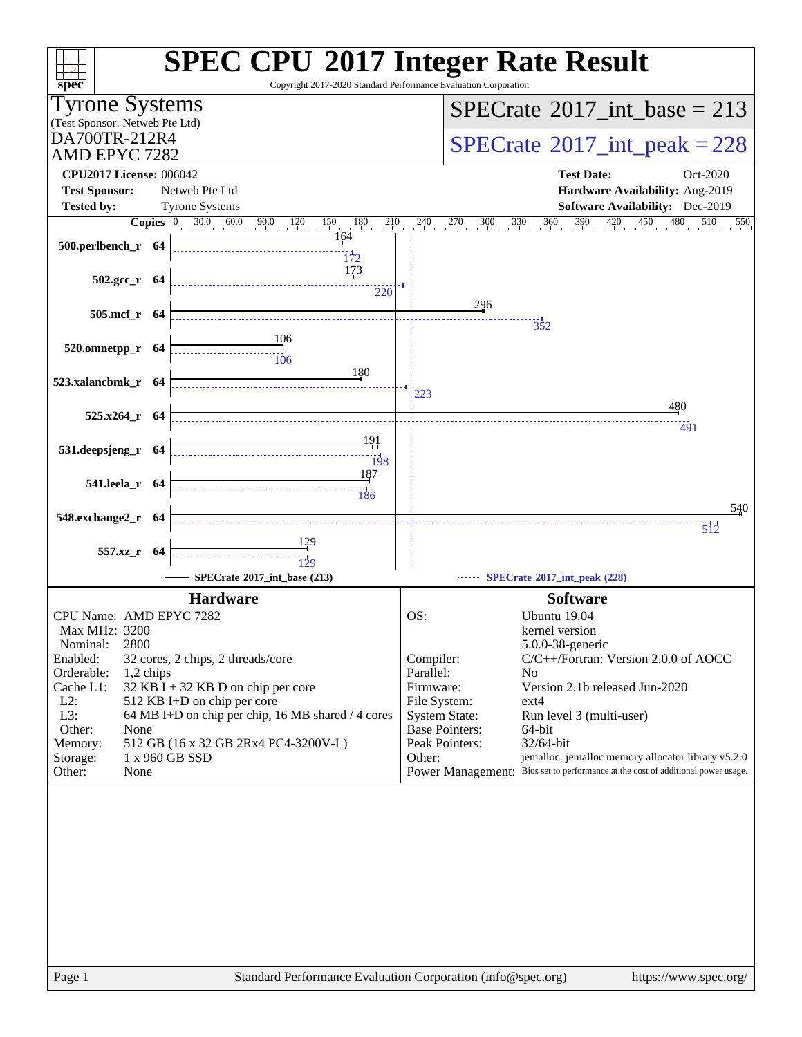# SPEC CPU 2017 Integer Rate Result

Copyright 2017-2020 Standard Performance Evaluation Corporation

**Tyrone Systems**
(Test Sponsor: Netweb Pte Ltd)
DA700TR-212R4
AMD EPYC 7282

**SPECrate 2017_int_base = 213**

**SPECrate 2017_int_peak = 228**

| | | | |
|---|---|---|---|
| **CPU2017 License:** | 006042 | **Test Date:** | Oct-2020 |
| **Test Sponsor:** | Netweb Pte Ltd | **Hardware Availability:** | Aug-2019 |
| **Tested by:** | Tyrone Systems | **Software Availability:** | Dec-2019 |

| Benchmark | Copies | Base | Peak |
|---|---|---|---|
| 500.perlbench_r | 64 | 164 | 172 |
| 502.gcc_r | 64 | 173 | 220 |
| 505.mcf_r | 64 | 296 | 352 |
| 520.omnetpp_r | 64 | 106 | 106 |
| 523.xalancbmk_r | 64 | 180 | 223 |
| 525.x264_r | 64 | 480 | 491 |
| 531.deepsjeng_r | 64 | 191 | 198 |
| 541.leela_r | 64 | 187 | 186 |
| 548.exchange2_r | 64 | 540 | 512 |
| 557.xz_r | 64 | 129 | 129 |

SPECrate 2017_int_base (213) — SPECrate 2017_int_peak (228)

## Hardware

| | |
|---|---|
| CPU Name: | AMD EPYC 7282 |
| Max MHz: | 3200 |
| Nominal: | 2800 |
| Enabled: | 32 cores, 2 chips, 2 threads/core |
| Orderable: | 1,2 chips |
| Cache L1: | 32 KB I + 32 KB D on chip per core |
| L2: | 512 KB I+D on chip per core |
| L3: | 64 MB I+D on chip per chip, 16 MB shared / 4 cores |
| Other: | None |
| Memory: | 512 GB (16 x 32 GB 2Rx4 PC4-3200V-L) |
| Storage: | 1 x 960 GB SSD |
| Other: | None |

## Software

| | |
|---|---|
| OS: | Ubuntu 19.04 kernel version 5.0.0-38-generic |
| Compiler: | C/C++/Fortran: Version 2.0.0 of AOCC |
| Parallel: | No |
| Firmware: | Version 2.1b released Jun-2020 |
| File System: | ext4 |
| System State: | Run level 3 (multi-user) |
| Base Pointers: | 64-bit |
| Peak Pointers: | 32/64-bit |
| Other: | jemalloc: jemalloc memory allocator library v5.2.0 |
| Power Management: | Bios set to performance at the cost of additional power usage. |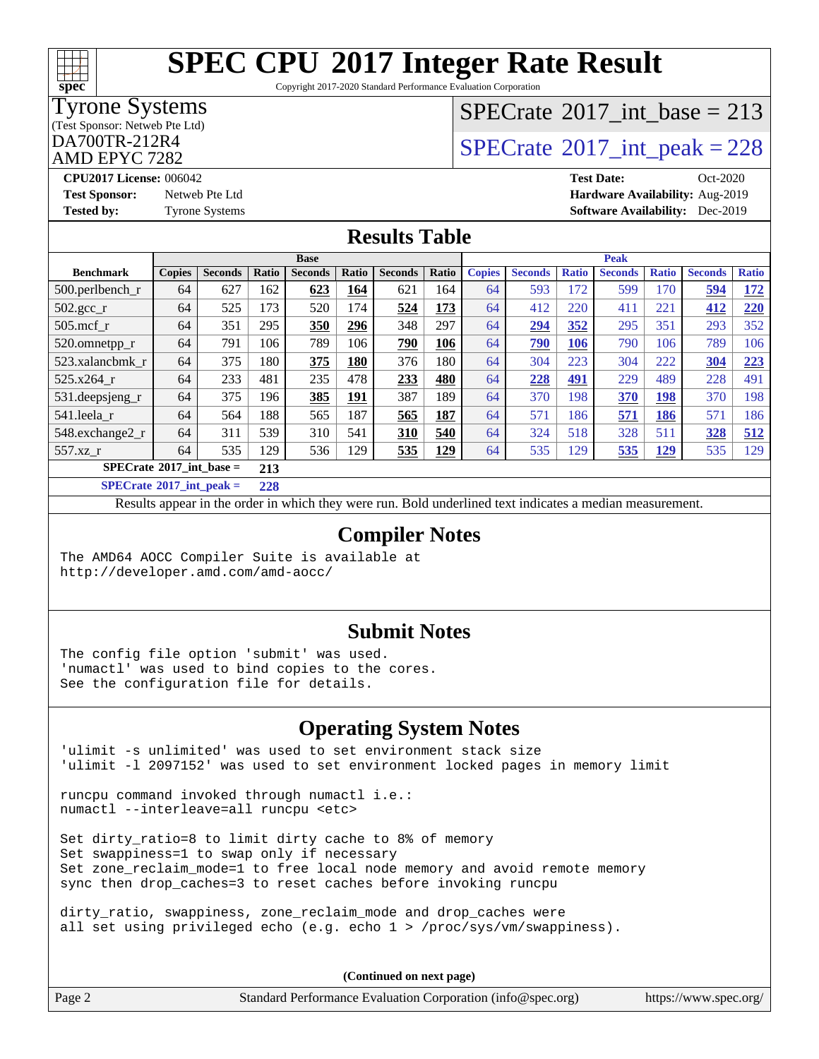# SPEC CPU 2017 Integer Rate Result

Copyright 2017-2020 Standard Performance Evaluation Corporation

Tyrone Systems
(Test Sponsor: Netweb Pte Ltd)
DA700TR-212R4
AMD EPYC 7282

SPECrate 2017_int_base = 213
SPECrate 2017_int_peak = 228

**CPU2017 License:** 006042
**Test Sponsor:** Netweb Pte Ltd
**Tested by:** Tyrone Systems
**Test Date:** Oct-2020
**Hardware Availability:** Aug-2019
**Software Availability:** Dec-2019

## Results Table

| Benchmark | Base | | | | | | | Peak | | | | | | |
|---|---|---|---|---|---|---|---|---|---|---|---|---|---|---|
| | Copies | Seconds | Ratio | Seconds | Ratio | Seconds | Ratio | Copies | Seconds | Ratio | Seconds | Ratio | Seconds | Ratio |
| 500.perlbench_r | 64 | 627 | 162 | **623** | **164** | 621 | 164 | 64 | 593 | 172 | 599 | 170 | **594** | **172** |
| 502.gcc_r | 64 | 525 | 173 | 520 | 174 | **524** | **173** | 64 | 412 | 220 | 411 | 221 | **412** | **220** |
| 505.mcf_r | 64 | 351 | 295 | **350** | **296** | 348 | 297 | 64 | **294** | **352** | 295 | 351 | 293 | 352 |
| 520.omnetpp_r | 64 | 791 | 106 | 789 | 106 | **790** | **106** | 64 | **790** | **106** | 790 | 106 | 789 | 106 |
| 523.xalancbmk_r | 64 | 375 | 180 | **375** | **180** | 376 | 180 | 64 | 304 | 223 | 304 | 222 | **304** | **223** |
| 525.x264_r | 64 | 233 | 481 | 235 | 478 | **233** | **480** | 64 | **228** | **491** | 229 | 489 | 228 | 491 |
| 531.deepsjeng_r | 64 | 375 | 196 | **385** | **191** | 387 | 189 | 64 | 370 | 198 | **370** | **198** | 370 | 198 |
| 541.leela_r | 64 | 564 | 188 | 565 | 187 | **565** | **187** | 64 | 571 | 186 | **571** | **186** | 571 | 186 |
| 548.exchange2_r | 64 | 311 | 539 | 310 | 541 | **310** | **540** | 64 | 324 | 518 | 328 | 511 | **328** | **512** |
| 557.xz_r | 64 | 535 | 129 | 536 | 129 | **535** | **129** | 64 | 535 | 129 | **535** | **129** | 535 | 129 |

**SPECrate 2017_int_base = 213**

**SPECrate 2017_int_peak = 228**

Results appear in the order in which they were run. Bold underlined text indicates a median measurement.

## Compiler Notes

```
The AMD64 AOCC Compiler Suite is available at
http://developer.amd.com/amd-aocc/
```

## Submit Notes

```
The config file option 'submit' was used.
'numactl' was used to bind copies to the cores.
See the configuration file for details.
```

## Operating System Notes

```
'ulimit -s unlimited' was used to set environment stack size
'ulimit -l 2097152' was used to set environment locked pages in memory limit

runcpu command invoked through numactl i.e.:
numactl --interleave=all runcpu <etc>

Set dirty_ratio=8 to limit dirty cache to 8% of memory
Set swappiness=1 to swap only if necessary
Set zone_reclaim_mode=1 to free local node memory and avoid remote memory
sync then drop_caches=3 to reset caches before invoking runcpu

dirty_ratio, swappiness, zone_reclaim_mode and drop_caches were
all set using privileged echo (e.g. echo 1 > /proc/sys/vm/swappiness).
```

(Continued on next page)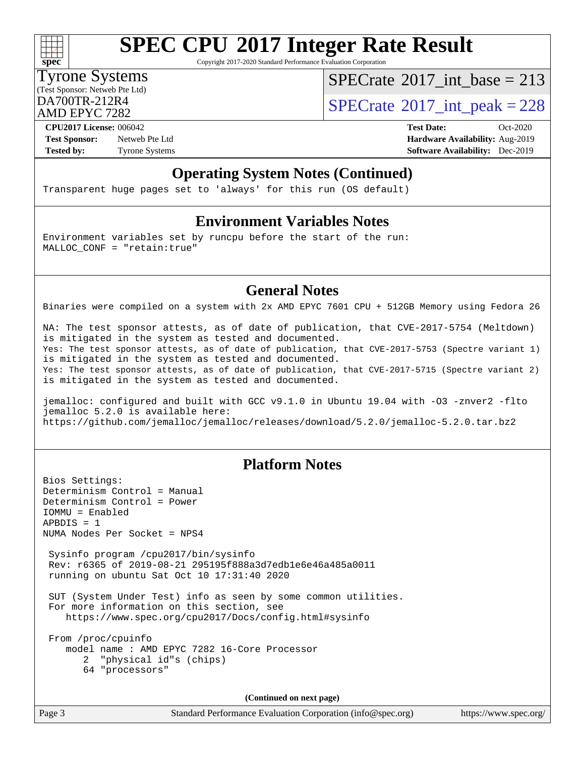# SPEC CPU 2017 Integer Rate Result

Copyright 2017-2020 Standard Performance Evaluation Corporation

**Tyrone Systems**
(Test Sponsor: Netweb Pte Ltd)
DA700TR-212R4
AMD EPYC 7282

SPECrate 2017_int_base = 213
SPECrate 2017_int_peak = 228

| | | | |
|---|---|---|---|
| **CPU2017 License:** | 006042 | **Test Date:** | Oct-2020 |
| **Test Sponsor:** | Netweb Pte Ltd | **Hardware Availability:** | Aug-2019 |
| **Tested by:** | Tyrone Systems | **Software Availability:** | Dec-2019 |

## Operating System Notes (Continued)

```
Transparent huge pages set to 'always' for this run (OS default)
```

## Environment Variables Notes

```
Environment variables set by runcpu before the start of the run:
MALLOC_CONF = "retain:true"
```

## General Notes

```
Binaries were compiled on a system with 2x AMD EPYC 7601 CPU + 512GB Memory using Fedora 26

NA: The test sponsor attests, as of date of publication, that CVE-2017-5754 (Meltdown)
is mitigated in the system as tested and documented.
Yes: The test sponsor attests, as of date of publication, that CVE-2017-5753 (Spectre variant 1)
is mitigated in the system as tested and documented.
Yes: The test sponsor attests, as of date of publication, that CVE-2017-5715 (Spectre variant 2)
is mitigated in the system as tested and documented.

jemalloc: configured and built with GCC v9.1.0 in Ubuntu 19.04 with -O3 -znver2 -flto
jemalloc 5.2.0 is available here:
https://github.com/jemalloc/jemalloc/releases/download/5.2.0/jemalloc-5.2.0.tar.bz2
```

## Platform Notes

```
Bios Settings:
Determinism Control = Manual
Determinism Control = Power
IOMMU = Enabled
APBDIS = 1
NUMA Nodes Per Socket = NPS4

 Sysinfo program /cpu2017/bin/sysinfo
 Rev: r6365 of 2019-08-21 295195f888a3d7edb1e6e46a485a0011
 running on ubuntu Sat Oct 10 17:31:40 2020

 SUT (System Under Test) info as seen by some common utilities.
 For more information on this section, see
    https://www.spec.org/cpu2017/Docs/config.html#sysinfo

 From /proc/cpuinfo
    model name : AMD EPYC 7282 16-Core Processor
       2  "physical id"s (chips)
       64 "processors"
```

(Continued on next page)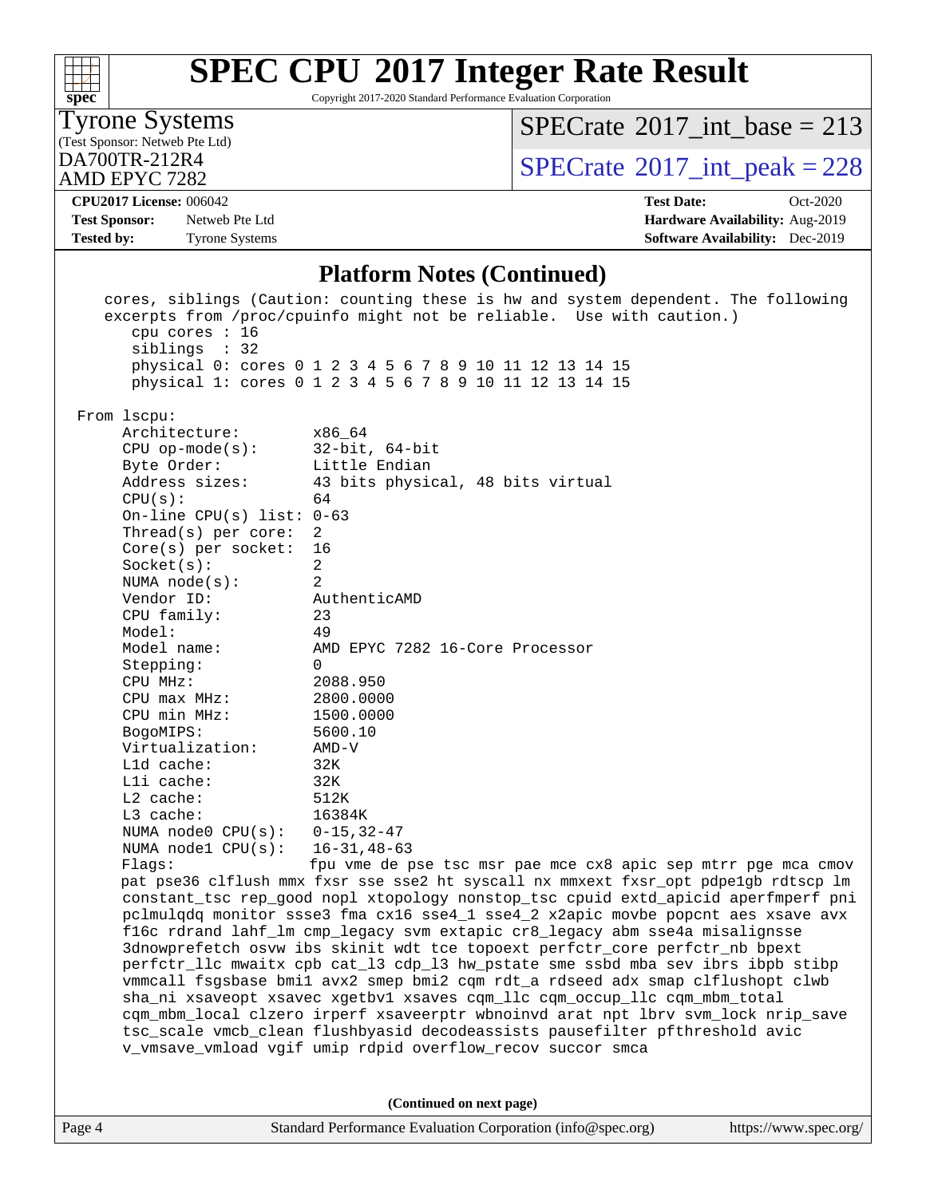## Platform Notes (Continued)

```
cores, siblings (Caution: counting these is hw and system dependent. The following
excerpts from /proc/cpuinfo might not be reliable.  Use with caution.)
   cpu cores : 16
   siblings  : 32
   physical 0: cores 0 1 2 3 4 5 6 7 8 9 10 11 12 13 14 15
   physical 1: cores 0 1 2 3 4 5 6 7 8 9 10 11 12 13 14 15

From lscpu:
    Architecture:        x86_64
    CPU op-mode(s):      32-bit, 64-bit
    Byte Order:          Little Endian
    Address sizes:       43 bits physical, 48 bits virtual
    CPU(s):              64
    On-line CPU(s) list: 0-63
    Thread(s) per core:  2
    Core(s) per socket:  16
    Socket(s):           2
    NUMA node(s):        2
    Vendor ID:           AuthenticAMD
    CPU family:          23
    Model:               49
    Model name:          AMD EPYC 7282 16-Core Processor
    Stepping:            0
    CPU MHz:             2088.950
    CPU max MHz:         2800.0000
    CPU min MHz:         1500.0000
    BogoMIPS:            5600.10
    Virtualization:      AMD-V
    L1d cache:           32K
    L1i cache:           32K
    L2 cache:            512K
    L3 cache:            16384K
    NUMA node0 CPU(s):   0-15,32-47
    NUMA node1 CPU(s):   16-31,48-63
    Flags:               fpu vme de pse tsc msr pae mce cx8 apic sep mtrr pge mca cmov
    pat pse36 clflush mmx fxsr sse sse2 ht syscall nx mmxext fxsr_opt pdpe1gb rdtscp lm
    constant_tsc rep_good nopl xtopology nonstop_tsc cpuid extd_apicid aperfmperf pni
    pclmulqdq monitor ssse3 fma cx16 sse4_1 sse4_2 x2apic movbe popcnt aes xsave avx
    f16c rdrand lahf_lm cmp_legacy svm extapic cr8_legacy abm sse4a misalignsse
    3dnowprefetch osvw ibs skinit wdt tce topoext perfctr_core perfctr_nb bpext
    perfctr_llc mwaitx cpb cat_l3 cdp_l3 hw_pstate sme ssbd mba sev ibrs ibpb stibp
    vmmcall fsgsbase bmi1 avx2 smep bmi2 cqm rdt_a rdseed adx smap clflushopt clwb
    sha_ni xsaveopt xsavec xgetbv1 xsaves cqm_llc cqm_occup_llc cqm_mbm_total
    cqm_mbm_local clzero irperf xsaveerptr wbnoinvd arat npt lbrv svm_lock nrip_save
    tsc_scale vmcb_clean flushbyasid decodeassists pausefilter pfthreshold avic
    v_vmsave_vmload vgif umip rdpid overflow_recov succor smca
```

(Continued on next page)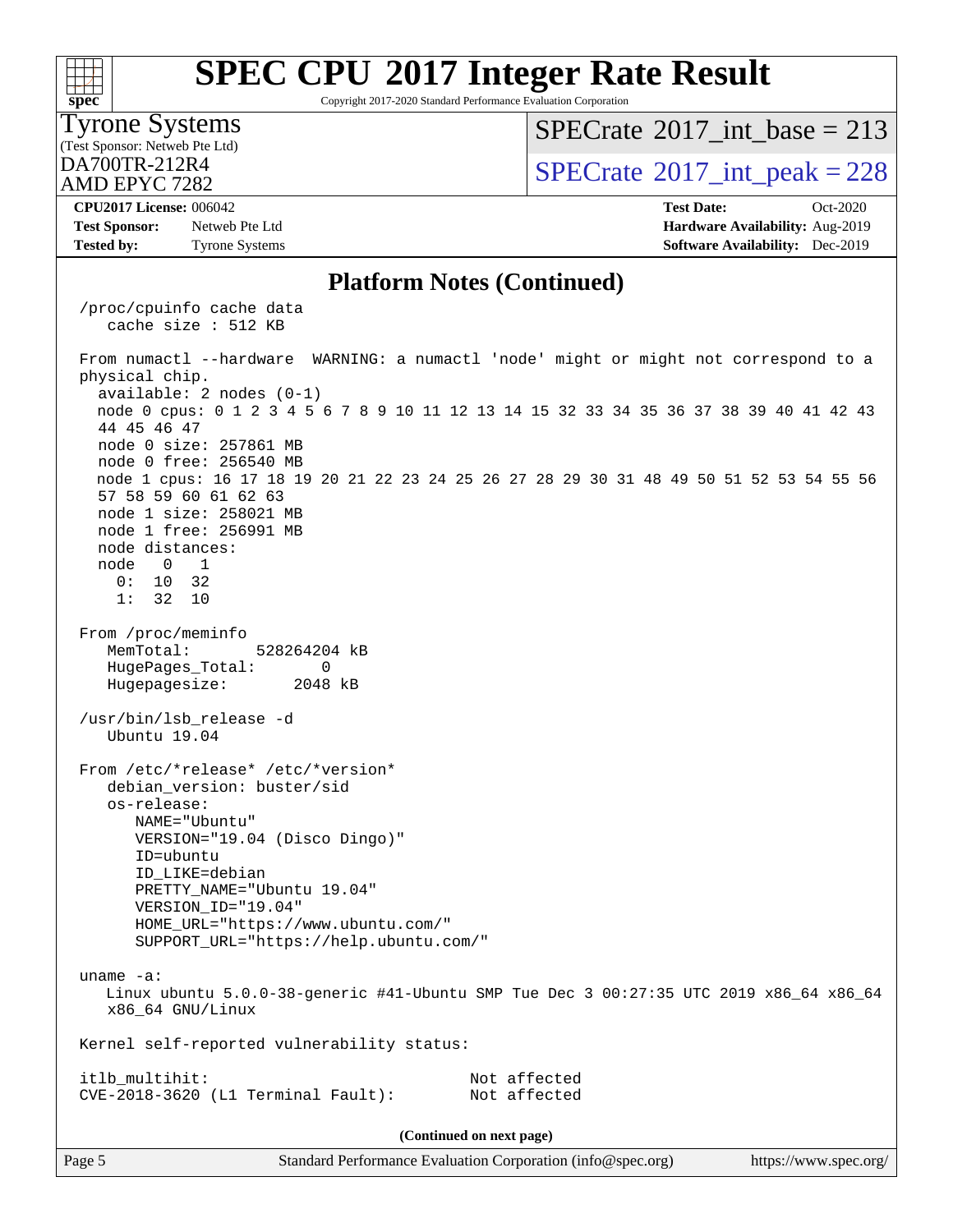# SPEC CPU 2017 Integer Rate Result

Copyright 2017-2020 Standard Performance Evaluation Corporation

**Tyrone Systems**
(Test Sponsor: Netweb Pte Ltd)
DA700TR-212R4
AMD EPYC 7282

SPECrate 2017_int_base = 213
SPECrate 2017_int_peak = 228

| | | | |
|---|---|---|---|
| **CPU2017 License:** | 006042 | **Test Date:** | Oct-2020 |
| **Test Sponsor:** | Netweb Pte Ltd | **Hardware Availability:** | Aug-2019 |
| **Tested by:** | Tyrone Systems | **Software Availability:** | Dec-2019 |

## Platform Notes (Continued)

```
/proc/cpuinfo cache data
   cache size : 512 KB

From numactl --hardware  WARNING: a numactl 'node' might or might not correspond to a
physical chip.
  available: 2 nodes (0-1)
  node 0 cpus: 0 1 2 3 4 5 6 7 8 9 10 11 12 13 14 15 32 33 34 35 36 37 38 39 40 41 42 43
  44 45 46 47
  node 0 size: 257861 MB
  node 0 free: 256540 MB
  node 1 cpus: 16 17 18 19 20 21 22 23 24 25 26 27 28 29 30 31 48 49 50 51 52 53 54 55 56
  57 58 59 60 61 62 63
  node 1 size: 258021 MB
  node 1 free: 256991 MB
  node distances:
  node   0   1
    0:  10  32
    1:  32  10

From /proc/meminfo
   MemTotal:       528264204 kB
   HugePages_Total:       0
   Hugepagesize:       2048 kB

/usr/bin/lsb_release -d
   Ubuntu 19.04

From /etc/*release* /etc/*version*
   debian_version: buster/sid
   os-release:
      NAME="Ubuntu"
      VERSION="19.04 (Disco Dingo)"
      ID=ubuntu
      ID_LIKE=debian
      PRETTY_NAME="Ubuntu 19.04"
      VERSION_ID="19.04"
      HOME_URL="https://www.ubuntu.com/"
      SUPPORT_URL="https://help.ubuntu.com/"

uname -a:
   Linux ubuntu 5.0.0-38-generic #41-Ubuntu SMP Tue Dec 3 00:27:35 UTC 2019 x86_64 x86_64
   x86_64 GNU/Linux

Kernel self-reported vulnerability status:

itlb_multihit:                                 Not affected
CVE-2018-3620 (L1 Terminal Fault):             Not affected
```

(Continued on next page)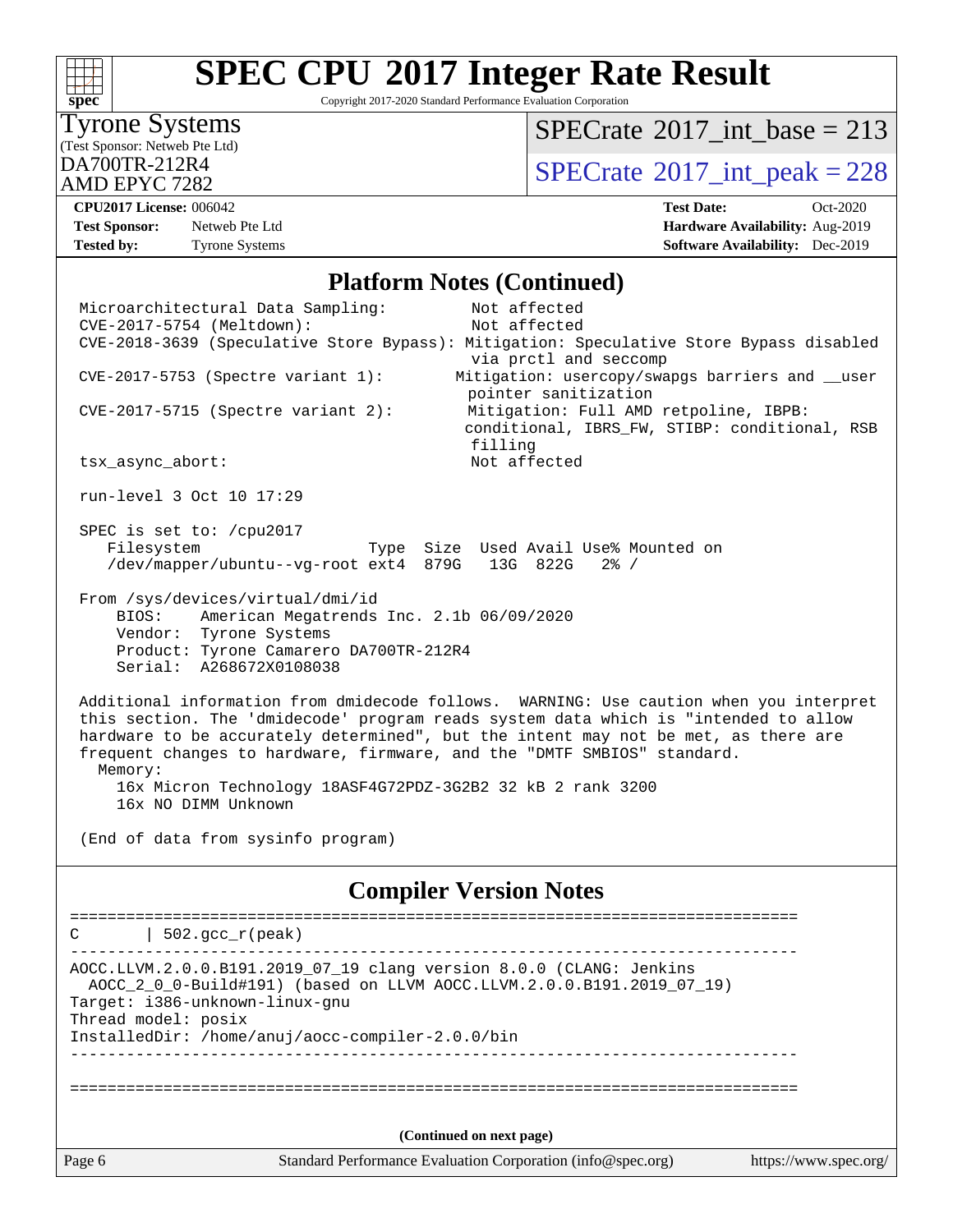# SPEC CPU 2017 Integer Rate Result

Copyright 2017-2020 Standard Performance Evaluation Corporation

**Tyrone Systems**
(Test Sponsor: Netweb Pte Ltd)
DA700TR-212R4
AMD EPYC 7282

SPECrate 2017_int_base = 213
SPECrate 2017_int_peak = 228

**CPU2017 License:** 006042
**Test Sponsor:** Netweb Pte Ltd
**Tested by:** Tyrone Systems

**Test Date:** Oct-2020
**Hardware Availability:** Aug-2019
**Software Availability:** Dec-2019

## Platform Notes (Continued)

```
Microarchitectural Data Sampling:         Not affected
CVE-2017-5754 (Meltdown):                 Not affected
CVE-2018-3639 (Speculative Store Bypass): Mitigation: Speculative Store Bypass disabled
                                          via prctl and seccomp
CVE-2017-5753 (Spectre variant 1):       Mitigation: usercopy/swapgs barriers and __user
                                          pointer sanitization
CVE-2017-5715 (Spectre variant 2):        Mitigation: Full AMD retpoline, IBPB:
                                         conditional, IBRS_FW, STIBP: conditional, RSB
                                          filling
tsx_async_abort:                          Not affected

run-level 3 Oct 10 17:29

SPEC is set to: /cpu2017
   Filesystem                    Type  Size  Used Avail Use% Mounted on
   /dev/mapper/ubuntu--vg-root ext4  879G   13G  822G   2% /

From /sys/devices/virtual/dmi/id
    BIOS:    American Megatrends Inc. 2.1b 06/09/2020
    Vendor:  Tyrone Systems
    Product: Tyrone Camarero DA700TR-212R4
    Serial:  A268672X0108038

Additional information from dmidecode follows.  WARNING: Use caution when you interpret
this section. The 'dmidecode' program reads system data which is "intended to allow
hardware to be accurately determined", but the intent may not be met, as there are
frequent changes to hardware, firmware, and the "DMTF SMBIOS" standard.
  Memory:
    16x Micron Technology 18ASF4G72PDZ-3G2B2 32 kB 2 rank 3200
    16x NO DIMM Unknown

(End of data from sysinfo program)
```

## Compiler Version Notes

```
==============================================================================
C       | 502.gcc_r(peak)
------------------------------------------------------------------------------
AOCC.LLVM.2.0.0.B191.2019_07_19 clang version 8.0.0 (CLANG: Jenkins
  AOCC_2_0_0-Build#191) (based on LLVM AOCC.LLVM.2.0.0.B191.2019_07_19)
Target: i386-unknown-linux-gnu
Thread model: posix
InstalledDir: /home/anuj/aocc-compiler-2.0.0/bin
------------------------------------------------------------------------------

==============================================================================
```

(Continued on next page)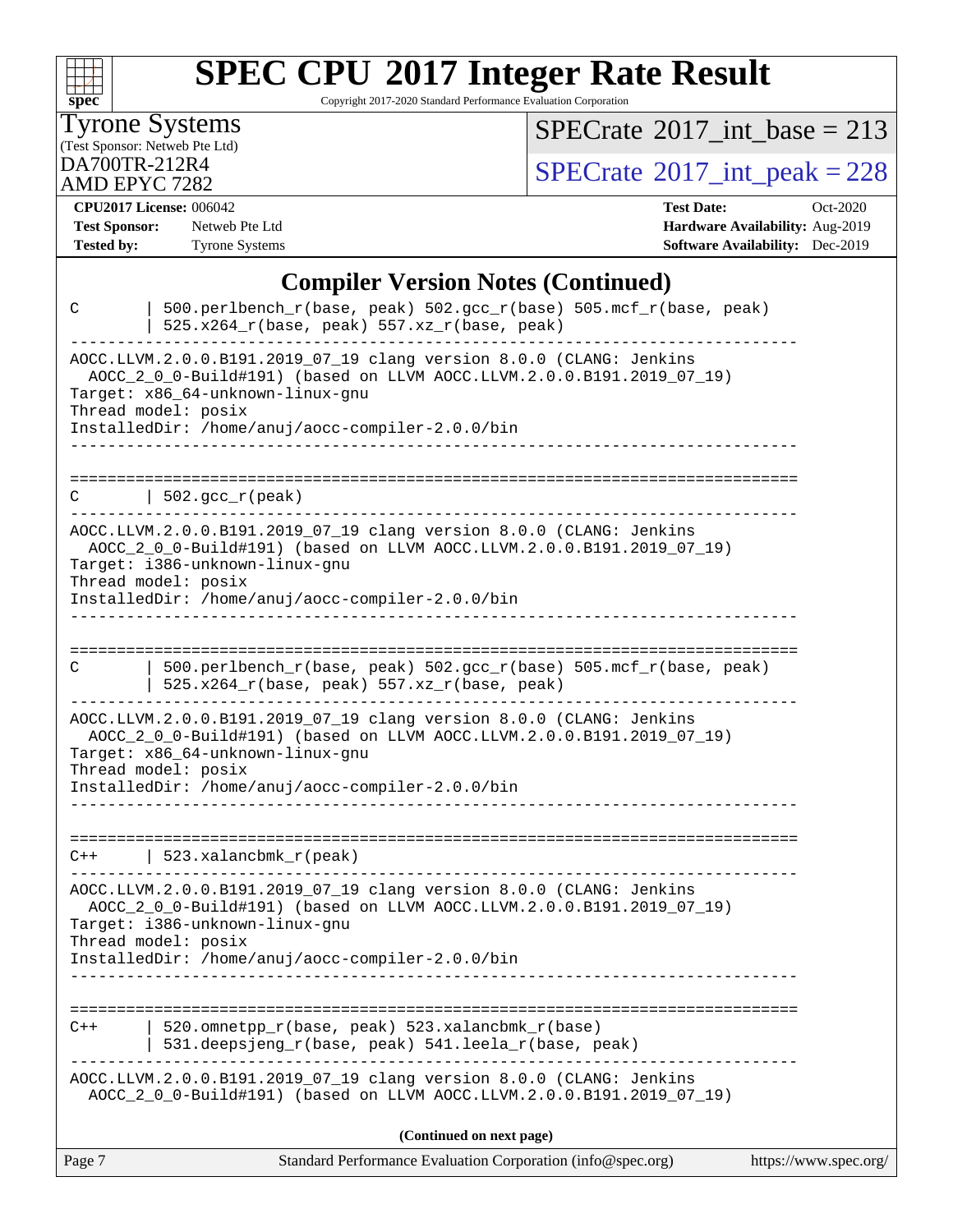# SPEC CPU 2017 Integer Rate Result

Copyright 2017-2020 Standard Performance Evaluation Corporation

Tyrone Systems
(Test Sponsor: Netweb Pte Ltd)
DA700TR-212R4
AMD EPYC 7282

SPECrate 2017_int_base = 213
SPECrate 2017_int_peak = 228

**CPU2017 License:** 006042
**Test Sponsor:** Netweb Pte Ltd
**Tested by:** Tyrone Systems

**Test Date:** Oct-2020
**Hardware Availability:** Aug-2019
**Software Availability:** Dec-2019

## Compiler Version Notes (Continued)

```
C       | 500.perlbench_r(base, peak) 502.gcc_r(base) 505.mcf_r(base, peak)
        | 525.x264_r(base, peak) 557.xz_r(base, peak)
------------------------------------------------------------------------------
AOCC.LLVM.2.0.0.B191.2019_07_19 clang version 8.0.0 (CLANG: Jenkins
  AOCC_2_0_0-Build#191) (based on LLVM AOCC.LLVM.2.0.0.B191.2019_07_19)
Target: x86_64-unknown-linux-gnu
Thread model: posix
InstalledDir: /home/anuj/aocc-compiler-2.0.0/bin
------------------------------------------------------------------------------

==============================================================================
C       | 502.gcc_r(peak)
------------------------------------------------------------------------------
AOCC.LLVM.2.0.0.B191.2019_07_19 clang version 8.0.0 (CLANG: Jenkins
  AOCC_2_0_0-Build#191) (based on LLVM AOCC.LLVM.2.0.0.B191.2019_07_19)
Target: i386-unknown-linux-gnu
Thread model: posix
InstalledDir: /home/anuj/aocc-compiler-2.0.0/bin
------------------------------------------------------------------------------

==============================================================================
C       | 500.perlbench_r(base, peak) 502.gcc_r(base) 505.mcf_r(base, peak)
        | 525.x264_r(base, peak) 557.xz_r(base, peak)
------------------------------------------------------------------------------
AOCC.LLVM.2.0.0.B191.2019_07_19 clang version 8.0.0 (CLANG: Jenkins
  AOCC_2_0_0-Build#191) (based on LLVM AOCC.LLVM.2.0.0.B191.2019_07_19)
Target: x86_64-unknown-linux-gnu
Thread model: posix
InstalledDir: /home/anuj/aocc-compiler-2.0.0/bin
------------------------------------------------------------------------------

==============================================================================
C++     | 523.xalancbmk_r(peak)
------------------------------------------------------------------------------
AOCC.LLVM.2.0.0.B191.2019_07_19 clang version 8.0.0 (CLANG: Jenkins
  AOCC_2_0_0-Build#191) (based on LLVM AOCC.LLVM.2.0.0.B191.2019_07_19)
Target: i386-unknown-linux-gnu
Thread model: posix
InstalledDir: /home/anuj/aocc-compiler-2.0.0/bin
------------------------------------------------------------------------------

==============================================================================
C++     | 520.omnetpp_r(base, peak) 523.xalancbmk_r(base)
        | 531.deepsjeng_r(base, peak) 541.leela_r(base, peak)
------------------------------------------------------------------------------
AOCC.LLVM.2.0.0.B191.2019_07_19 clang version 8.0.0 (CLANG: Jenkins
  AOCC_2_0_0-Build#191) (based on LLVM AOCC.LLVM.2.0.0.B191.2019_07_19)
```

(Continued on next page)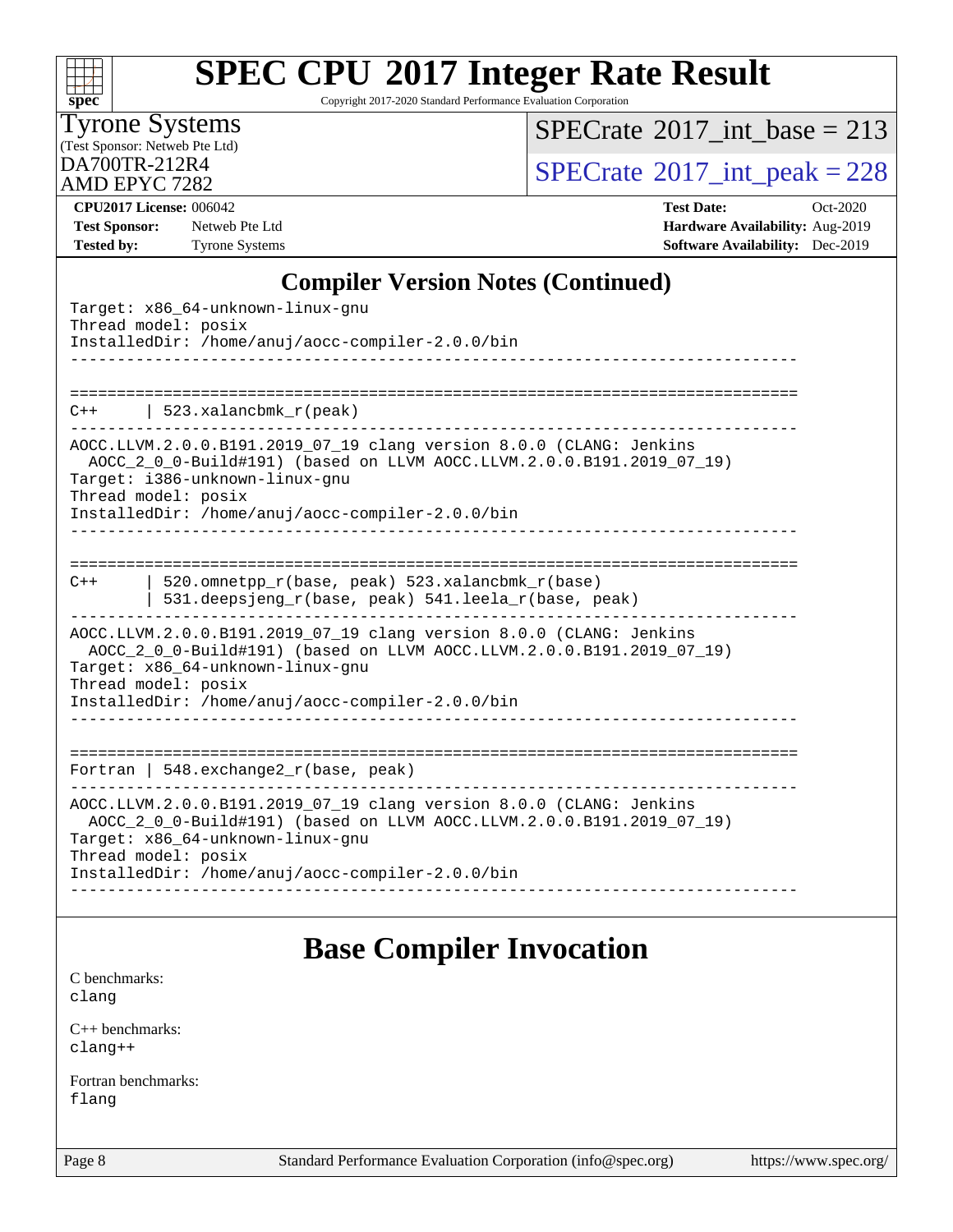## Compiler Version Notes (Continued)

```
Target: x86_64-unknown-linux-gnu
Thread model: posix
InstalledDir: /home/anuj/aocc-compiler-2.0.0/bin
------------------------------------------------------------------------------

==============================================================================
C++      | 523.xalancbmk_r(peak)
------------------------------------------------------------------------------
AOCC.LLVM.2.0.0.B191.2019_07_19 clang version 8.0.0 (CLANG: Jenkins
  AOCC_2_0_0-Build#191) (based on LLVM AOCC.LLVM.2.0.0.B191.2019_07_19)
Target: i386-unknown-linux-gnu
Thread model: posix
InstalledDir: /home/anuj/aocc-compiler-2.0.0/bin
------------------------------------------------------------------------------

==============================================================================
C++      | 520.omnetpp_r(base, peak) 523.xalancbmk_r(base)
         | 531.deepsjeng_r(base, peak) 541.leela_r(base, peak)
------------------------------------------------------------------------------
AOCC.LLVM.2.0.0.B191.2019_07_19 clang version 8.0.0 (CLANG: Jenkins
  AOCC_2_0_0-Build#191) (based on LLVM AOCC.LLVM.2.0.0.B191.2019_07_19)
Target: x86_64-unknown-linux-gnu
Thread model: posix
InstalledDir: /home/anuj/aocc-compiler-2.0.0/bin
------------------------------------------------------------------------------

==============================================================================
Fortran | 548.exchange2_r(base, peak)
------------------------------------------------------------------------------
AOCC.LLVM.2.0.0.B191.2019_07_19 clang version 8.0.0 (CLANG: Jenkins
  AOCC_2_0_0-Build#191) (based on LLVM AOCC.LLVM.2.0.0.B191.2019_07_19)
Target: x86_64-unknown-linux-gnu
Thread model: posix
InstalledDir: /home/anuj/aocc-compiler-2.0.0/bin
------------------------------------------------------------------------------
```

## Base Compiler Invocation

C benchmarks:
clang

C++ benchmarks:
clang++

Fortran benchmarks:
flang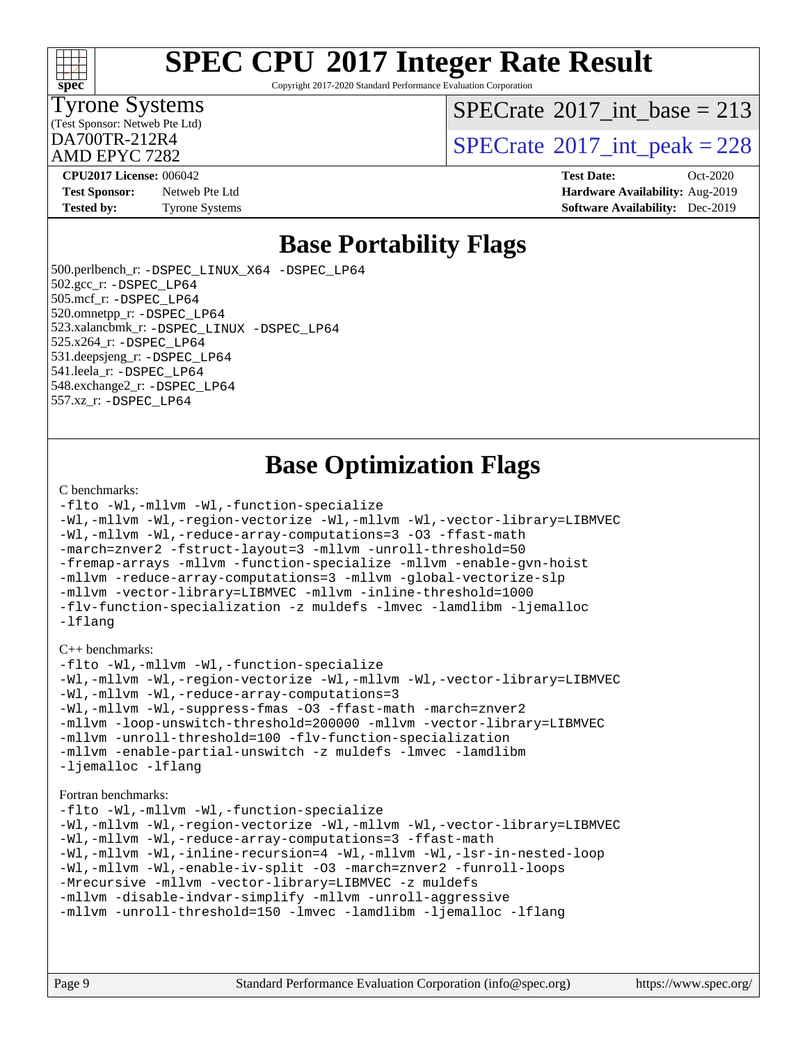# SPEC CPU 2017 Integer Rate Result

Copyright 2017-2020 Standard Performance Evaluation Corporation

Tyrone Systems
(Test Sponsor: Netweb Pte Ltd)
DA700TR-212R4
AMD EPYC 7282

SPECrate 2017_int_base = 213
SPECrate 2017_int_peak = 228

**CPU2017 License:** 006042
**Test Sponsor:** Netweb Pte Ltd
**Tested by:** Tyrone Systems

**Test Date:** Oct-2020
**Hardware Availability:** Aug-2019
**Software Availability:** Dec-2019

## Base Portability Flags

500.perlbench_r: -DSPEC_LINUX_X64 -DSPEC_LP64
502.gcc_r: -DSPEC_LP64
505.mcf_r: -DSPEC_LP64
520.omnetpp_r: -DSPEC_LP64
523.xalancbmk_r: -DSPEC_LINUX -DSPEC_LP64
525.x264_r: -DSPEC_LP64
531.deepsjeng_r: -DSPEC_LP64
541.leela_r: -DSPEC_LP64
548.exchange2_r: -DSPEC_LP64
557.xz_r: -DSPEC_LP64

## Base Optimization Flags

C benchmarks:

```
-flto -Wl,-mllvm -Wl,-function-specialize
-Wl,-mllvm -Wl,-region-vectorize -Wl,-mllvm -Wl,-vector-library=LIBMVEC
-Wl,-mllvm -Wl,-reduce-array-computations=3 -O3 -ffast-math
-march=znver2 -fstruct-layout=3 -mllvm -unroll-threshold=50
-fremap-arrays -mllvm -function-specialize -mllvm -enable-gvn-hoist
-mllvm -reduce-array-computations=3 -mllvm -global-vectorize-slp
-mllvm -vector-library=LIBMVEC -mllvm -inline-threshold=1000
-flv-function-specialization -z muldefs -lmvec -lamdlibm -ljemalloc
-lflang
```

C++ benchmarks:

```
-flto -Wl,-mllvm -Wl,-function-specialize
-Wl,-mllvm -Wl,-region-vectorize -Wl,-mllvm -Wl,-vector-library=LIBMVEC
-Wl,-mllvm -Wl,-reduce-array-computations=3
-Wl,-mllvm -Wl,-suppress-fmas -O3 -ffast-math -march=znver2
-mllvm -loop-unswitch-threshold=200000 -mllvm -vector-library=LIBMVEC
-mllvm -unroll-threshold=100 -flv-function-specialization
-mllvm -enable-partial-unswitch -z muldefs -lmvec -lamdlibm
-ljemalloc -lflang
```

Fortran benchmarks:

```
-flto -Wl,-mllvm -Wl,-function-specialize
-Wl,-mllvm -Wl,-region-vectorize -Wl,-mllvm -Wl,-vector-library=LIBMVEC
-Wl,-mllvm -Wl,-reduce-array-computations=3 -ffast-math
-Wl,-mllvm -Wl,-inline-recursion=4 -Wl,-mllvm -Wl,-lsr-in-nested-loop
-Wl,-mllvm -Wl,-enable-iv-split -O3 -march=znver2 -funroll-loops
-Mrecursive -mllvm -vector-library=LIBMVEC -z muldefs
-mllvm -disable-indvar-simplify -mllvm -unroll-aggressive
-mllvm -unroll-threshold=150 -lmvec -lamdlibm -ljemalloc -lflang
```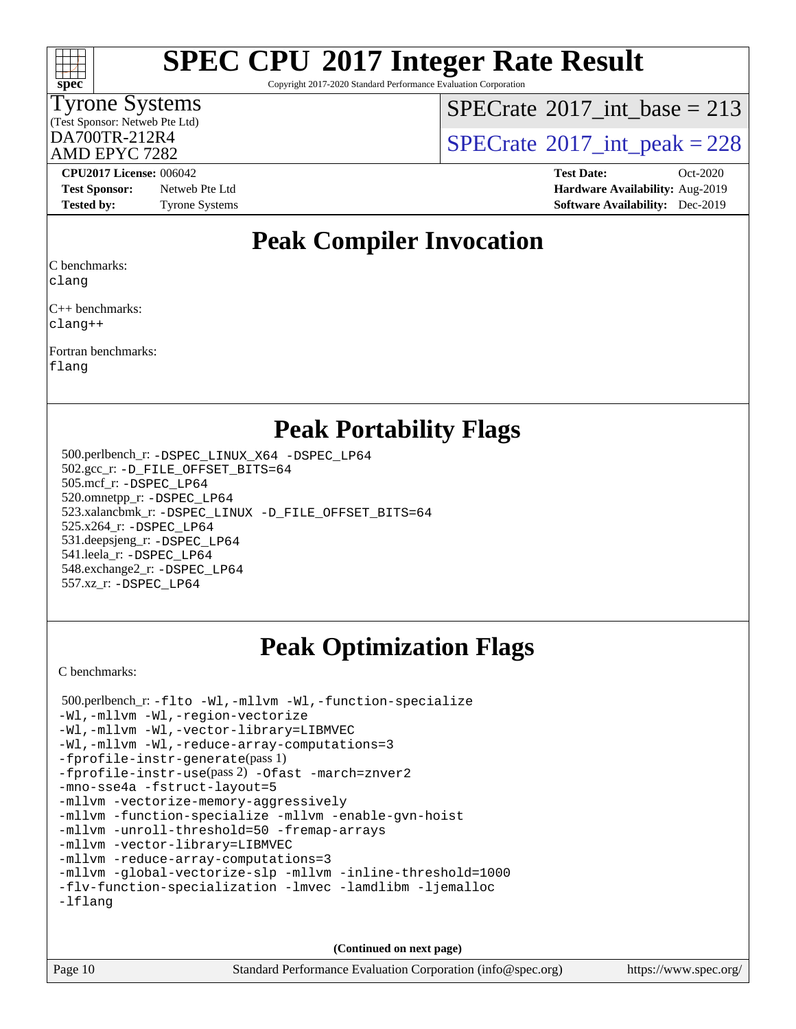Tyrone Systems
(Test Sponsor: Netweb Pte Ltd)
DA700TR-212R4
AMD EPYC 7282

SPECrate 2017_int_base = 213

SPECrate 2017_int_peak = 228

**CPU2017 License:** 006042
**Test Sponsor:** Netweb Pte Ltd
**Tested by:** Tyrone Systems

**Test Date:** Oct-2020
**Hardware Availability:** Aug-2019
**Software Availability:** Dec-2019

# Peak Compiler Invocation

C benchmarks:
```
clang
```

C++ benchmarks:
```
clang++
```

Fortran benchmarks:
```
flang
```

# Peak Portability Flags

500.perlbench_r: `-DSPEC_LINUX_X64 -DSPEC_LP64`
502.gcc_r: `-D_FILE_OFFSET_BITS=64`
505.mcf_r: `-DSPEC_LP64`
520.omnetpp_r: `-DSPEC_LP64`
523.xalancbmk_r: `-DSPEC_LINUX -D_FILE_OFFSET_BITS=64`
525.x264_r: `-DSPEC_LP64`
531.deepsjeng_r: `-DSPEC_LP64`
541.leela_r: `-DSPEC_LP64`
548.exchange2_r: `-DSPEC_LP64`
557.xz_r: `-DSPEC_LP64`

# Peak Optimization Flags

C benchmarks:

500.perlbench_r:
```
-flto -Wl,-mllvm -Wl,-function-specialize
-Wl,-mllvm -Wl,-region-vectorize
-Wl,-mllvm -Wl,-vector-library=LIBMVEC
-Wl,-mllvm -Wl,-reduce-array-computations=3
-fprofile-instr-generate(pass 1)
-fprofile-instr-use(pass 2) -Ofast -march=znver2
-mno-sse4a -fstruct-layout=5
-mllvm -vectorize-memory-aggressively
-mllvm -function-specialize -mllvm -enable-gvn-hoist
-mllvm -unroll-threshold=50 -fremap-arrays
-mllvm -vector-library=LIBMVEC
-mllvm -reduce-array-computations=3
-mllvm -global-vectorize-slp -mllvm -inline-threshold=1000
-flv-function-specialization -lmvec -lamdlibm -ljemalloc
-lflang
```

**(Continued on next page)**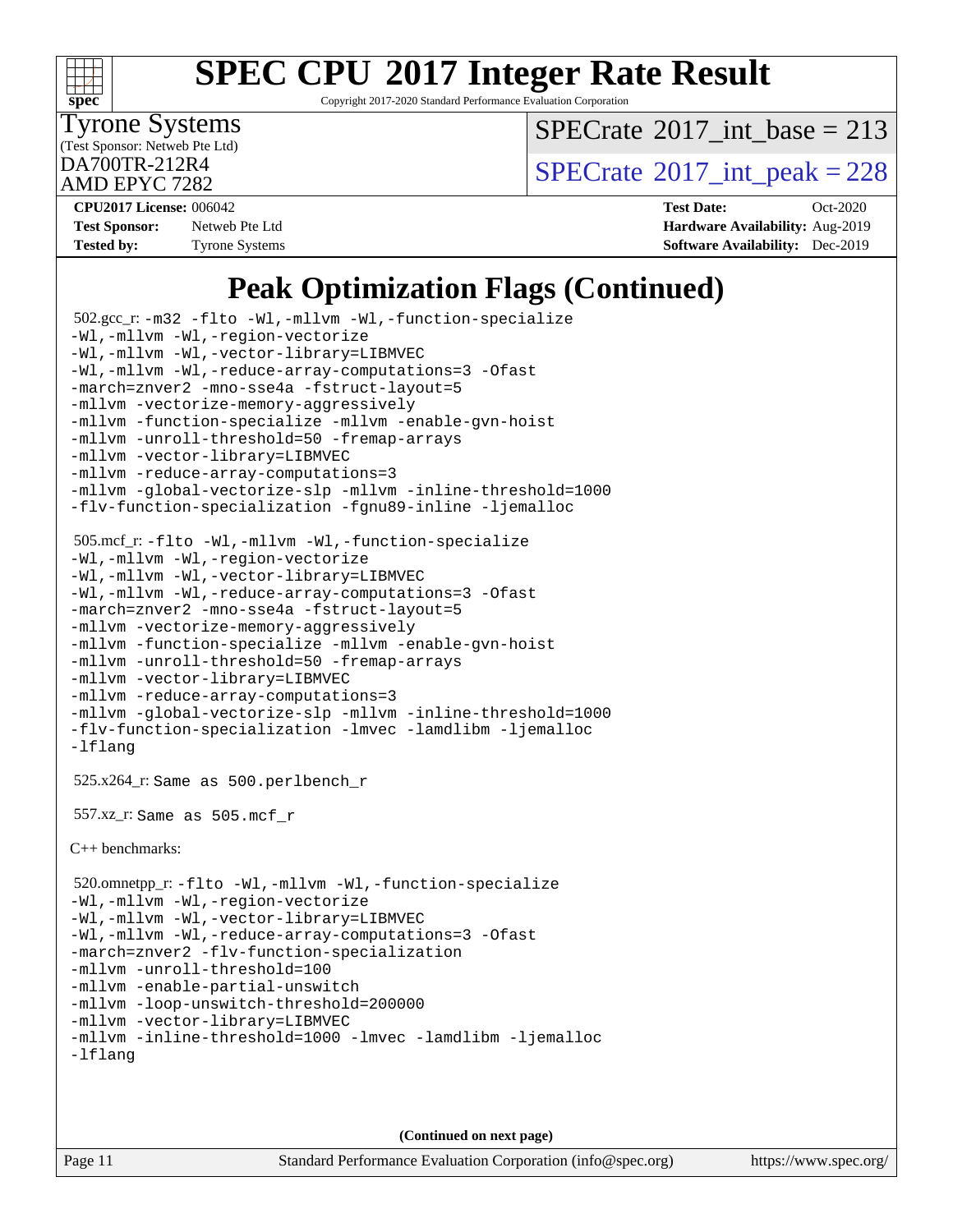# SPEC CPU 2017 Integer Rate Result

Copyright 2017-2020 Standard Performance Evaluation Corporation

Tyrone Systems
(Test Sponsor: Netweb Pte Ltd)
DA700TR-212R4
AMD EPYC 7282

SPECrate 2017_int_base = 213

SPECrate 2017_int_peak = 228

**CPU2017 License:** 006042
**Test Sponsor:** Netweb Pte Ltd
**Tested by:** Tyrone Systems

**Test Date:** Oct-2020
**Hardware Availability:** Aug-2019
**Software Availability:** Dec-2019

## Peak Optimization Flags (Continued)

502.gcc_r: -m32 -flto -Wl,-mllvm -Wl,-function-specialize -Wl,-mllvm -Wl,-region-vectorize -Wl,-mllvm -Wl,-vector-library=LIBMVEC -Wl,-mllvm -Wl,-reduce-array-computations=3 -Ofast -march=znver2 -mno-sse4a -fstruct-layout=5 -mllvm -vectorize-memory-aggressively -mllvm -function-specialize -mllvm -enable-gvn-hoist -mllvm -unroll-threshold=50 -fremap-arrays -mllvm -vector-library=LIBMVEC -mllvm -reduce-array-computations=3 -mllvm -global-vectorize-slp -mllvm -inline-threshold=1000 -flv-function-specialization -fgnu89-inline -ljemalloc

505.mcf_r: -flto -Wl,-mllvm -Wl,-function-specialize -Wl,-mllvm -Wl,-region-vectorize -Wl,-mllvm -Wl,-vector-library=LIBMVEC -Wl,-mllvm -Wl,-reduce-array-computations=3 -Ofast -march=znver2 -mno-sse4a -fstruct-layout=5 -mllvm -vectorize-memory-aggressively -mllvm -function-specialize -mllvm -enable-gvn-hoist -mllvm -unroll-threshold=50 -fremap-arrays -mllvm -vector-library=LIBMVEC -mllvm -reduce-array-computations=3 -mllvm -global-vectorize-slp -mllvm -inline-threshold=1000 -flv-function-specialization -lmvec -lamdlibm -ljemalloc -lflang

525.x264_r: Same as 500.perlbench_r

557.xz_r: Same as 505.mcf_r

C++ benchmarks:

520.omnetpp_r: -flto -Wl,-mllvm -Wl,-function-specialize -Wl,-mllvm -Wl,-region-vectorize -Wl,-mllvm -Wl,-vector-library=LIBMVEC -Wl,-mllvm -Wl,-reduce-array-computations=3 -Ofast -march=znver2 -flv-function-specialization -mllvm -unroll-threshold=100 -mllvm -enable-partial-unswitch -mllvm -loop-unswitch-threshold=200000 -mllvm -vector-library=LIBMVEC -mllvm -inline-threshold=1000 -lmvec -lamdlibm -ljemalloc -lflang

(Continued on next page)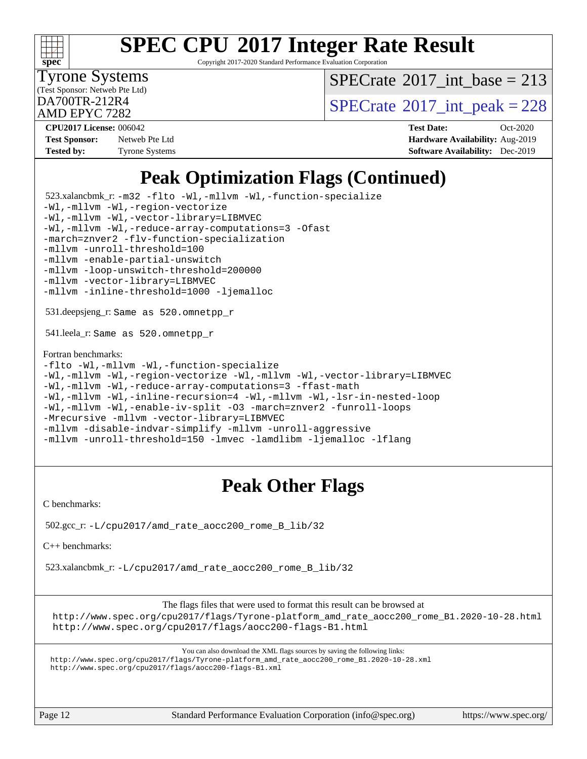# SPEC CPU 2017 Integer Rate Result

Copyright 2017-2020 Standard Performance Evaluation Corporation

Tyrone Systems
(Test Sponsor: Netweb Pte Ltd)
DA700TR-212R4
AMD EPYC 7282

SPECrate 2017_int_base = 213

SPECrate 2017_int_peak = 228

**CPU2017 License:** 006042
**Test Sponsor:** Netweb Pte Ltd
**Tested by:** Tyrone Systems

**Test Date:** Oct-2020
**Hardware Availability:** Aug-2019
**Software Availability:** Dec-2019

## Peak Optimization Flags (Continued)

523.xalancbmk_r: -m32 -flto -Wl,-mllvm -Wl,-function-specialize -Wl,-mllvm -Wl,-region-vectorize -Wl,-mllvm -Wl,-vector-library=LIBMVEC -Wl,-mllvm -Wl,-reduce-array-computations=3 -Ofast -march=znver2 -flv-function-specialization -mllvm -unroll-threshold=100 -mllvm -enable-partial-unswitch -mllvm -loop-unswitch-threshold=200000 -mllvm -vector-library=LIBMVEC -mllvm -inline-threshold=1000 -ljemalloc

531.deepsjeng_r: Same as 520.omnetpp_r

541.leela_r: Same as 520.omnetpp_r

Fortran benchmarks:

-flto -Wl,-mllvm -Wl,-function-specialize -Wl,-mllvm -Wl,-region-vectorize -Wl,-mllvm -Wl,-vector-library=LIBMVEC -Wl,-mllvm -Wl,-reduce-array-computations=3 -ffast-math -Wl,-mllvm -Wl,-inline-recursion=4 -Wl,-mllvm -Wl,-lsr-in-nested-loop -Wl,-mllvm -Wl,-enable-iv-split -O3 -march=znver2 -funroll-loops -Mrecursive -mllvm -vector-library=LIBMVEC -mllvm -disable-indvar-simplify -mllvm -unroll-aggressive -mllvm -unroll-threshold=150 -lmvec -lamdlibm -ljemalloc -lflang

## Peak Other Flags

C benchmarks:

502.gcc_r: -L/cpu2017/amd_rate_aocc200_rome_B_lib/32

C++ benchmarks:

523.xalancbmk_r: -L/cpu2017/amd_rate_aocc200_rome_B_lib/32

The flags files that were used to format this result can be browsed at
http://www.spec.org/cpu2017/flags/Tyrone-platform_amd_rate_aocc200_rome_B1.2020-10-28.html
http://www.spec.org/cpu2017/flags/aocc200-flags-B1.html

You can also download the XML flags sources by saving the following links:
http://www.spec.org/cpu2017/flags/Tyrone-platform_amd_rate_aocc200_rome_B1.2020-10-28.xml
http://www.spec.org/cpu2017/flags/aocc200-flags-B1.xml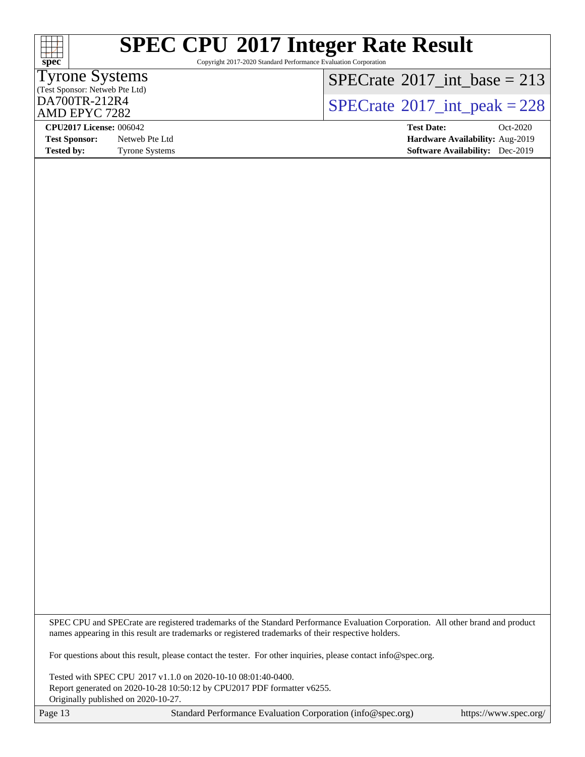SPEC CPU and SPECrate are registered trademarks of the Standard Performance Evaluation Corporation. All other brand and product names appearing in this result are trademarks or registered trademarks of their respective holders.

For questions about this result, please contact the tester. For other inquiries, please contact info@spec.org.

Tested with SPEC CPU 2017 v1.1.0 on 2020-10-10 08:01:40-0400.
Report generated on 2020-10-28 10:50:12 by CPU2017 PDF formatter v6255.
Originally published on 2020-10-27.